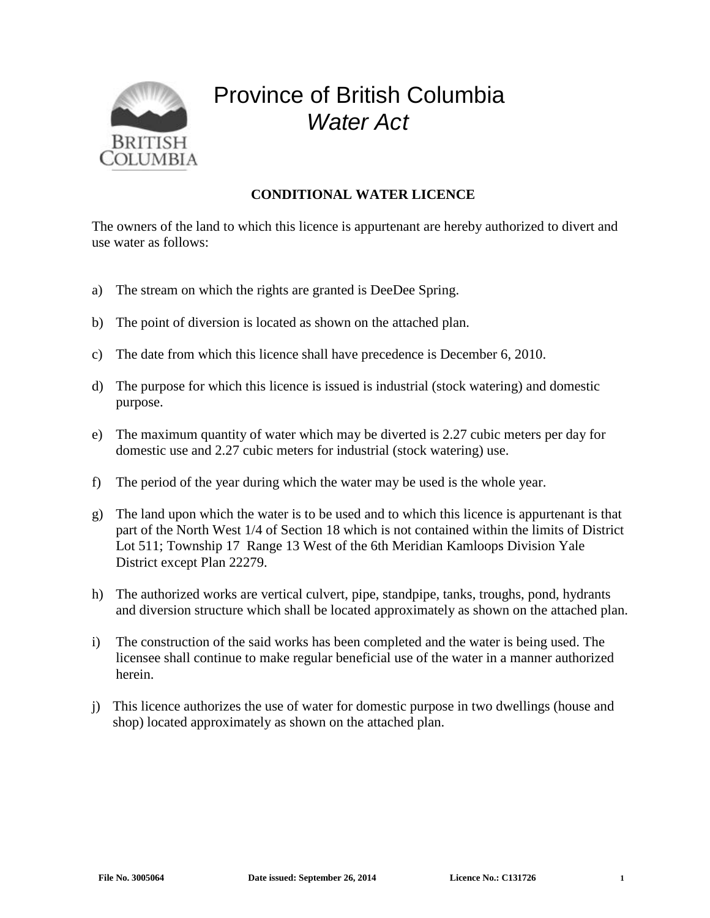# Province of British Columbia

## *Water Act*

**CONDITIONAL WATER LICENCE**

The owners of the land to which this licence is appurtenant are hereby authorized to divert and use water as follows:

a) The stream on which the rights are granted is DeeDee Spring.

b) The point of diversion is located as shown on the attached plan.

c) The date from which this licence shall have precedence is December 6, 2010.

d) The purpose for which this licence is issued is industrial (stock watering) and domestic purpose.

e) The maximum quantity of water which may be diverted is 2.27 cubic meters per day for domestic use and 2.27 cubic meters for industrial (stock watering) use.

f) The period of the year during which the water may be used is the whole year.

g) The land upon which the water is to be used and to which this licence is appurtenant is that part of the North West 1/4 of Section 18 which is not contained within the limits of District Lot 511; Township 17 Range 13 West of the 6th Meridian Kamloops Division Yale District except Plan 22279.

h) The authorized works are vertical culvert, pipe, standpipe, tanks, troughs, pond, hydrants and diversion structure which shall be located approximately as shown on the attached plan.

i) The construction of the said works has been completed and the water is being used. The licensee shall continue to make regular beneficial use of the water in a manner authorized herein.

j) This licence authorizes the use of water for domestic purpose in two dwellings (house and shop) located approximately as shown on the attached plan.

**File No. 3005064** **Date issued: September 26, 2014** **Licence No.: C131726**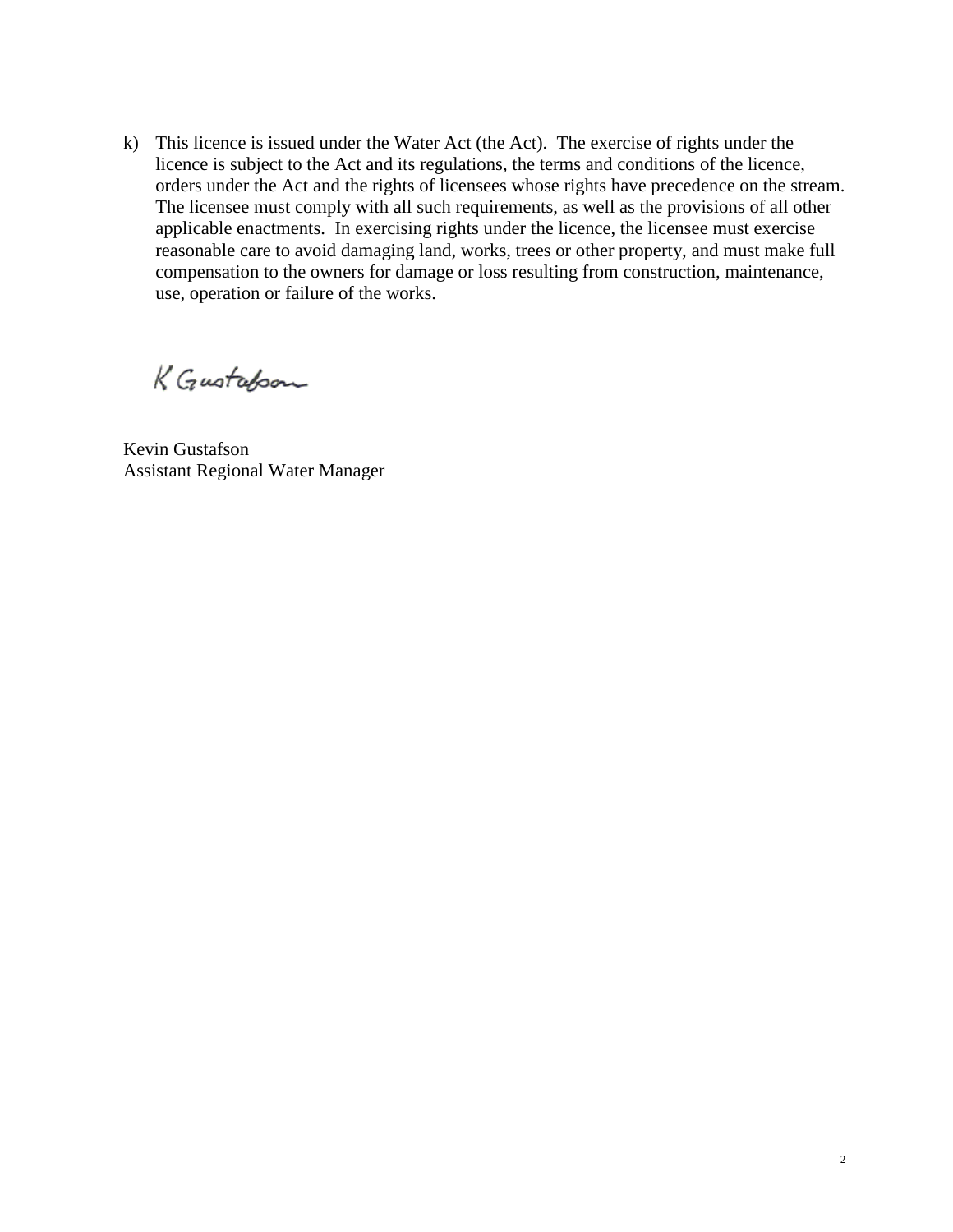k) This licence is issued under the Water Act (the Act). The exercise of rights under the licence is subject to the Act and its regulations, the terms and conditions of the licence, orders under the Act and the rights of licensees whose rights have precedence on the stream. The licensee must comply with all such requirements, as well as the provisions of all other applicable enactments. In exercising rights under the licence, the licensee must exercise reasonable care to avoid damaging land, works, trees or other property, and must make full compensation to the owners for damage or loss resulting from construction, maintenance, use, operation or failure of the works.

K Gustafson

Kevin Gustafson
Assistant Regional Water Manager